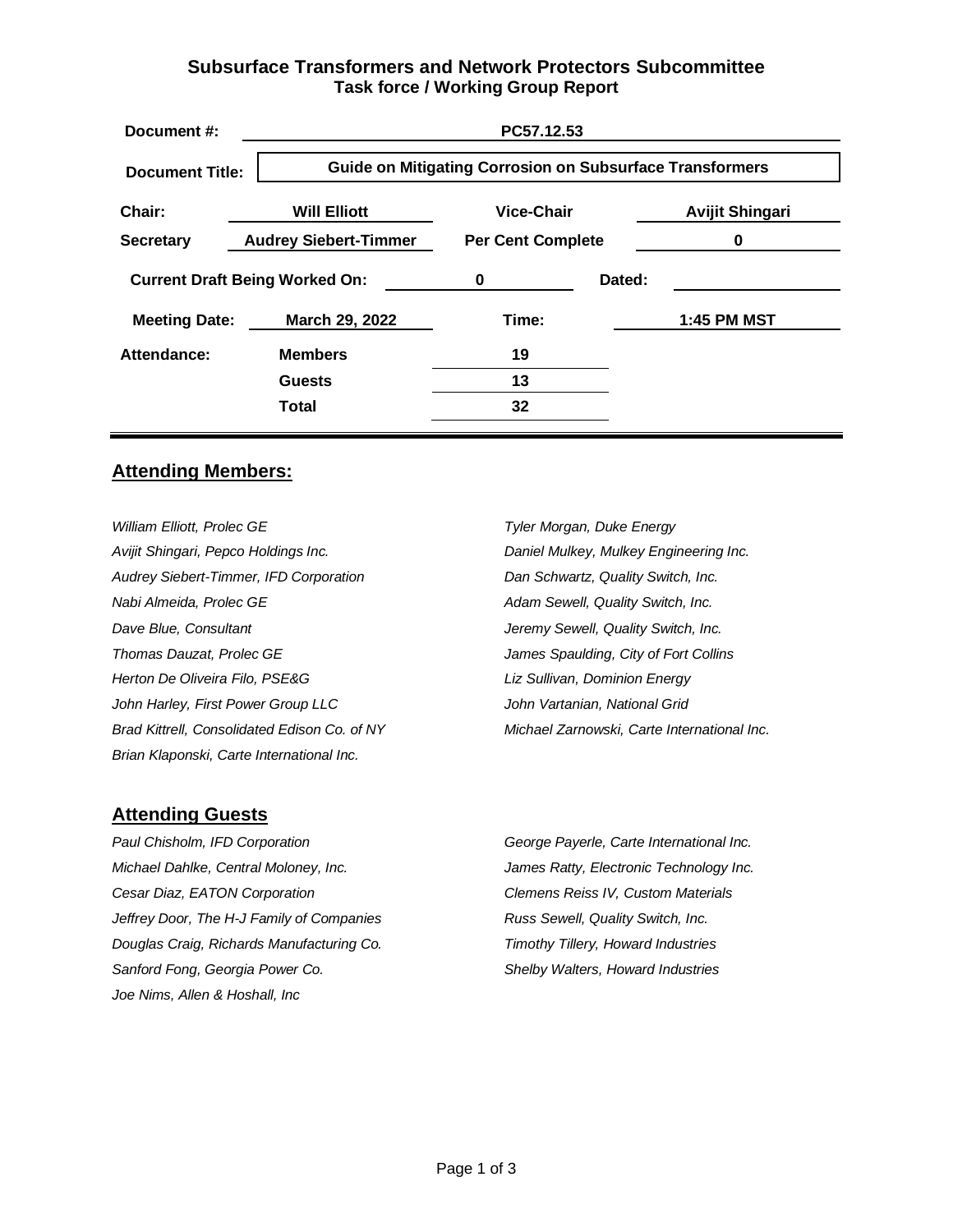# Subsurface Transformers and Network Protectors Subcommittee
## Task force / Working Group Report

| | | | |
|---|---|---|---|
| **Document #:** | **PC57.12.53** | | |
| **Document Title:** | **Guide on Mitigating Corrosion on Subsurface Transformers** | | |
| **Chair:** | **Will Elliott** | **Vice-Chair** | **Avijit Shingari** |
| **Secretary** | **Audrey Siebert-Timmer** | **Per Cent Complete** | **0** |
| **Current Draft Being Worked On:** | **0** | **Dated:** | |
| **Meeting Date:** | **March 29, 2022** | **Time:** | **1:45 PM MST** |
| **Attendance:** | **Members** | **19** | |
| | **Guests** | **13** | |
| | **Total** | **32** | |

## Attending Members:

*William Elliott, Prolec GE*
*Avijit Shingari, Pepco Holdings Inc.*
*Audrey Siebert-Timmer, IFD Corporation*
*Nabi Almeida, Prolec GE*
*Dave Blue, Consultant*
*Thomas Dauzat, Prolec GE*
*Herton De Oliveira Filo, PSE&G*
*John Harley, First Power Group LLC*
*Brad Kittrell, Consolidated Edison Co. of NY*
*Brian Klaponski, Carte International Inc.*
*Tyler Morgan, Duke Energy*
*Daniel Mulkey, Mulkey Engineering Inc.*
*Dan Schwartz, Quality Switch, Inc.*
*Adam Sewell, Quality Switch, Inc.*
*Jeremy Sewell, Quality Switch, Inc.*
*James Spaulding, City of Fort Collins*
*Liz Sullivan, Dominion Energy*
*John Vartanian, National Grid*
*Michael Zarnowski, Carte International Inc.*

## Attending Guests

*Paul Chisholm, IFD Corporation*
*Michael Dahlke, Central Moloney, Inc.*
*Cesar Diaz, EATON Corporation*
*Jeffrey Door, The H-J Family of Companies*
*Douglas Craig, Richards Manufacturing Co.*
*Sanford Fong, Georgia Power Co.*
*Joe Nims, Allen & Hoshall, Inc*
*George Payerle, Carte International Inc.*
*James Ratty, Electronic Technology Inc.*
*Clemens Reiss IV, Custom Materials*
*Russ Sewell, Quality Switch, Inc.*
*Timothy Tillery, Howard Industries*
*Shelby Walters, Howard Industries*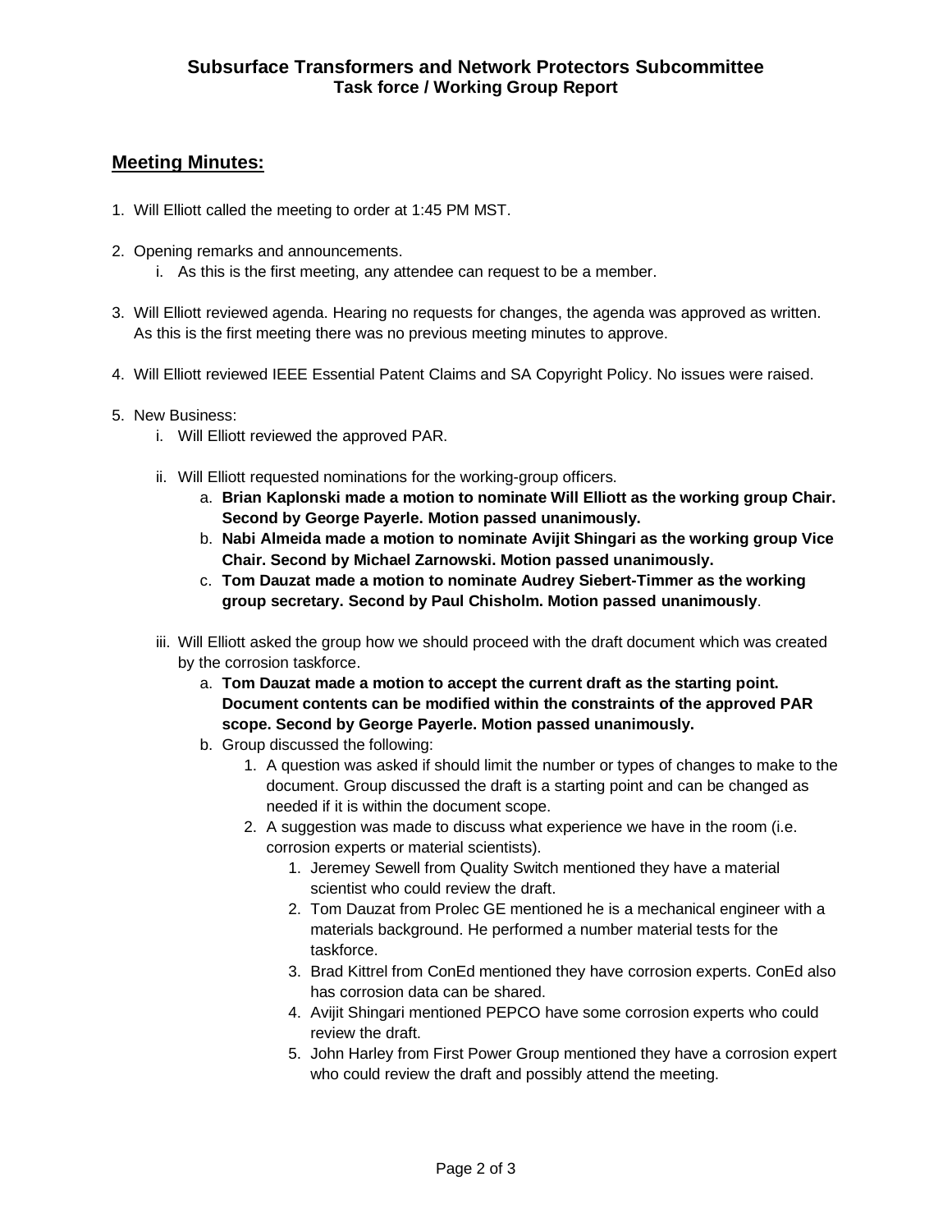**Subsurface Transformers and Network Protectors Subcommittee**
**Task force / Working Group Report**

## Meeting Minutes:

1. Will Elliott called the meeting to order at 1:45 PM MST.

2. Opening remarks and announcements.
   i. As this is the first meeting, any attendee can request to be a member.

3. Will Elliott reviewed agenda. Hearing no requests for changes, the agenda was approved as written. As this is the first meeting there was no previous meeting minutes to approve.

4. Will Elliott reviewed IEEE Essential Patent Claims and SA Copyright Policy. No issues were raised.

5. New Business:
   i. Will Elliott reviewed the approved PAR.

   ii. Will Elliott requested nominations for the working-group officers.
      a. **Brian Kaplonski made a motion to nominate Will Elliott as the working group Chair. Second by George Payerle. Motion passed unanimously.**
      b. **Nabi Almeida made a motion to nominate Avijit Shingari as the working group Vice Chair. Second by Michael Zarnowski. Motion passed unanimously.**
      c. **Tom Dauzat made a motion to nominate Audrey Siebert-Timmer as the working group secretary. Second by Paul Chisholm. Motion passed unanimously**.

   iii. Will Elliott asked the group how we should proceed with the draft document which was created by the corrosion taskforce.
      a. **Tom Dauzat made a motion to accept the current draft as the starting point. Document contents can be modified within the constraints of the approved PAR scope. Second by George Payerle. Motion passed unanimously.**
      b. Group discussed the following:
         1. A question was asked if should limit the number or types of changes to make to the document. Group discussed the draft is a starting point and can be changed as needed if it is within the document scope.
         2. A suggestion was made to discuss what experience we have in the room (i.e. corrosion experts or material scientists).
            1. Jeremey Sewell from Quality Switch mentioned they have a material scientist who could review the draft.
            2. Tom Dauzat from Prolec GE mentioned he is a mechanical engineer with a materials background. He performed a number material tests for the taskforce.
            3. Brad Kittrel from ConEd mentioned they have corrosion experts. ConEd also has corrosion data can be shared.
            4. Avijit Shingari mentioned PEPCO have some corrosion experts who could review the draft.
            5. John Harley from First Power Group mentioned they have a corrosion expert who could review the draft and possibly attend the meeting.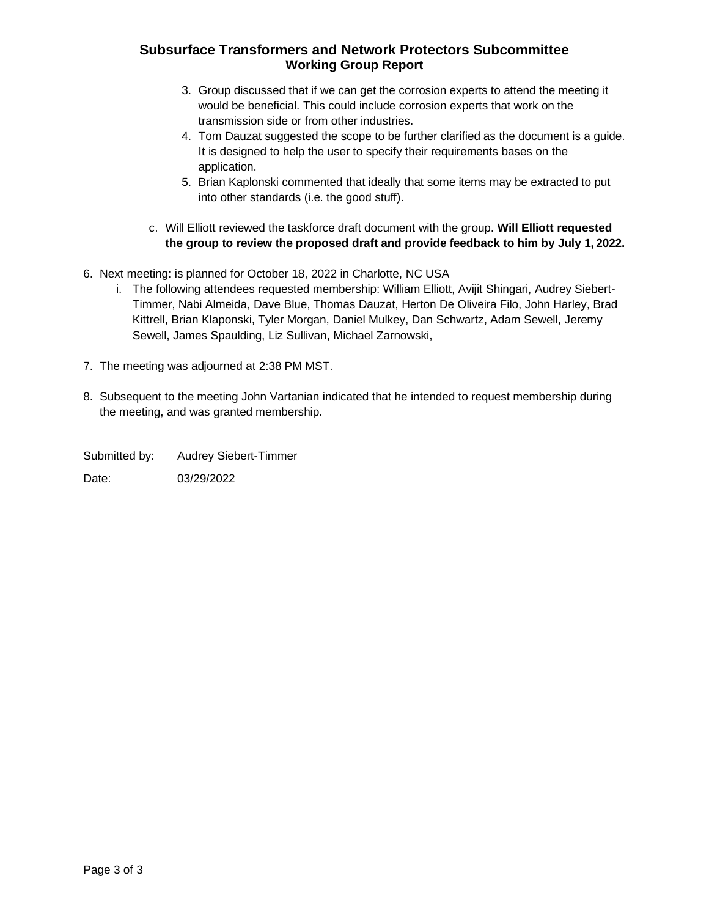3. Group discussed that if we can get the corrosion experts to attend the meeting it would be beneficial. This could include corrosion experts that work on the transmission side or from other industries.
4. Tom Dauzat suggested the scope to be further clarified as the document is a guide. It is designed to help the user to specify their requirements bases on the application.
5. Brian Kaplonski commented that ideally that some items may be extracted to put into other standards (i.e. the good stuff).

c. Will Elliott reviewed the taskforce draft document with the group. **Will Elliott requested the group to review the proposed draft and provide feedback to him by July 1, 2022.**

6. Next meeting: is planned for October 18, 2022 in Charlotte, NC USA
   i. The following attendees requested membership: William Elliott, Avijit Shingari, Audrey Siebert-Timmer, Nabi Almeida, Dave Blue, Thomas Dauzat, Herton De Oliveira Filo, John Harley, Brad Kittrell, Brian Klaponski, Tyler Morgan, Daniel Mulkey, Dan Schwartz, Adam Sewell, Jeremy Sewell, James Spaulding, Liz Sullivan, Michael Zarnowski,

7. The meeting was adjourned at 2:38 PM MST.

8. Subsequent to the meeting John Vartanian indicated that he intended to request membership during the meeting, and was granted membership.

Submitted by: Audrey Siebert-Timmer

Date: 03/29/2022